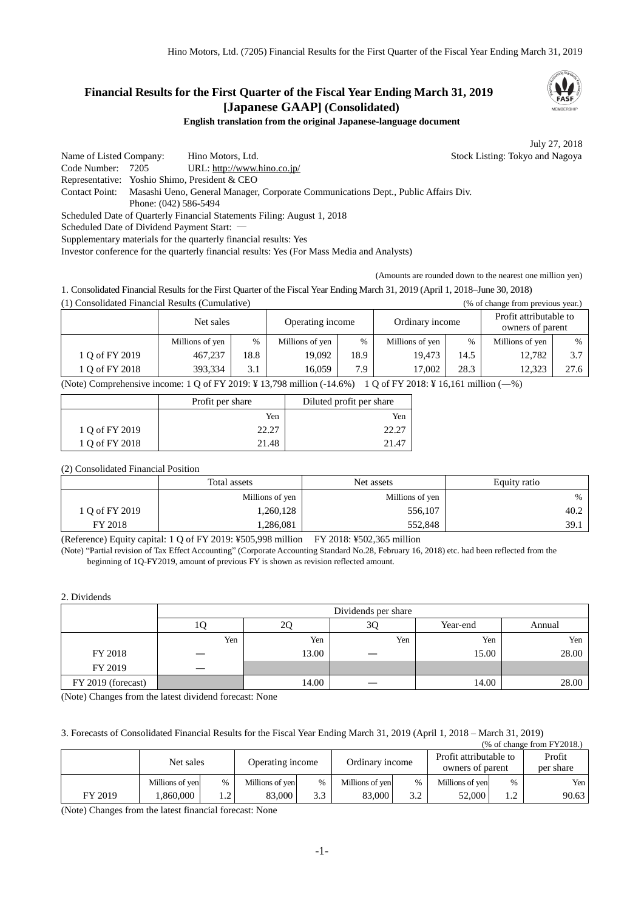# Financial Results for the First Quarter of the Fiscal Year Ending March 31, 2019 [Japanese GAAP] (Consolidated)

**English translation from the original Japanese-language document**

July 27, 2018

Name of Listed Company: Hino Motors, Ltd. Stock Listing: Tokyo and Nagoya
Code Number: 7205 URL: http://www.hino.co.jp/
Representative: Yoshio Shimo, President & CEO
Contact Point: Masashi Ueno, General Manager, Corporate Communications Dept., Public Affairs Div.
Phone: (042) 586-5494
Scheduled Date of Quarterly Financial Statements Filing: August 1, 2018
Scheduled Date of Dividend Payment Start: —
Supplementary materials for the quarterly financial results: Yes
Investor conference for the quarterly financial results: Yes (For Mass Media and Analysts)

(Amounts are rounded down to the nearest one million yen)

1. Consolidated Financial Results for the First Quarter of the Fiscal Year Ending March 31, 2019 (April 1, 2018–June 30, 2018)

(1) Consolidated Financial Results (Cumulative) (% of change from previous year.)

| | Net sales | | Operating income | | Ordinary income | | Profit attributable to owners of parent | |
|---|---|---|---|---|---|---|---|---|
| | Millions of yen | % | Millions of yen | % | Millions of yen | % | Millions of yen | % |
| 1 Q of FY 2019 | 467,237 | 18.8 | 19,092 | 18.9 | 19,473 | 14.5 | 12,782 | 3.7 |
| 1 Q of FY 2018 | 393,334 | 3.1 | 16,059 | 7.9 | 17,002 | 28.3 | 12,323 | 27.6 |

(Note) Comprehensive income: 1 Q of FY 2019: ¥ 13,798 million (-14.6%) 1 Q of FY 2018: ¥ 16,161 million (—%)

| | Profit per share | Diluted profit per share |
|---|---|---|
| | Yen | Yen |
| 1 Q of FY 2019 | 22.27 | 22.27 |
| 1 Q of FY 2018 | 21.48 | 21.47 |

(2) Consolidated Financial Position

| | Total assets | Net assets | Equity ratio |
|---|---|---|---|
| | Millions of yen | Millions of yen | % |
| 1 Q of FY 2019 | 1,260,128 | 556,107 | 40.2 |
| FY 2018 | 1,286,081 | 552,848 | 39.1 |

(Reference) Equity capital: 1 Q of FY 2019: ¥505,998 million FY 2018: ¥502,365 million

(Note) "Partial revision of Tax Effect Accounting" (Corporate Accounting Standard No.28, February 16, 2018) etc. had been reflected from the beginning of 1Q-FY2019, amount of previous FY is shown as revision reflected amount.

2. Dividends

| | Dividends per share | | | | |
|---|---|---|---|---|---|
| | 1Q | 2Q | 3Q | Year-end | Annual |
| | Yen | Yen | Yen | Yen | Yen |
| FY 2018 | — | 13.00 | — | 15.00 | 28.00 |
| FY 2019 | — | | | | |
| FY 2019 (forecast) | | 14.00 | — | 14.00 | 28.00 |

(Note) Changes from the latest dividend forecast: None

3. Forecasts of Consolidated Financial Results for the Fiscal Year Ending March 31, 2019 (April 1, 2018 – March 31, 2019)

(% of change from FY2018.)

| | Net sales | | Operating income | | Ordinary income | | Profit attributable to owners of parent | | Profit per share |
|---|---|---|---|---|---|---|---|---|---|
| | Millions of yen | % | Millions of yen | % | Millions of yen | % | Millions of yen | % | Yen |
| FY 2019 | 1,860,000 | 1.2 | 83,000 | 3.3 | 83,000 | 3.2 | 52,000 | 1.2 | 90.63 |

(Note) Changes from the latest financial forecast: None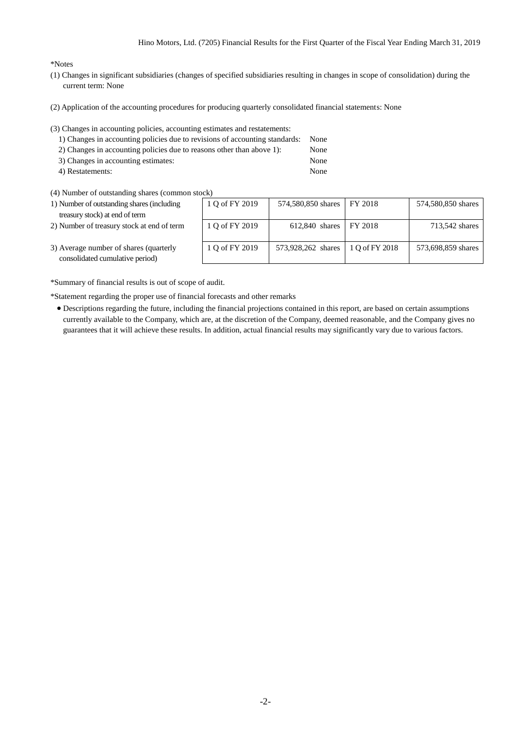*Notes

(1) Changes in significant subsidiaries (changes of specified subsidiaries resulting in changes in scope of consolidation) during the current term: None

(2) Application of the accounting procedures for producing quarterly consolidated financial statements: None

(3) Changes in accounting policies, accounting estimates and restatements:

1) Changes in accounting policies due to revisions of accounting standards: None
2) Changes in accounting policies due to reasons other than above 1): None
3) Changes in accounting estimates: None
4) Restatements: None

(4) Number of outstanding shares (common stock)

| | | | | |
|---|---|---|---|---|
| 1) Number of outstanding shares (including treasury stock) at end of term | 1 Q of FY 2019 | 574,580,850 shares | FY 2018 | 574,580,850 shares |
| 2) Number of treasury stock at end of term | 1 Q of FY 2019 | 612,840 shares | FY 2018 | 713,542 shares |
| 3) Average number of shares (quarterly consolidated cumulative period) | 1 Q of FY 2019 | 573,928,262 shares | 1 Q of FY 2018 | 573,698,859 shares |

*Summary of financial results is out of scope of audit.

*Statement regarding the proper use of financial forecasts and other remarks

- Descriptions regarding the future, including the financial projections contained in this report, are based on certain assumptions currently available to the Company, which are, at the discretion of the Company, deemed reasonable, and the Company gives no guarantees that it will achieve these results. In addition, actual financial results may significantly vary due to various factors.